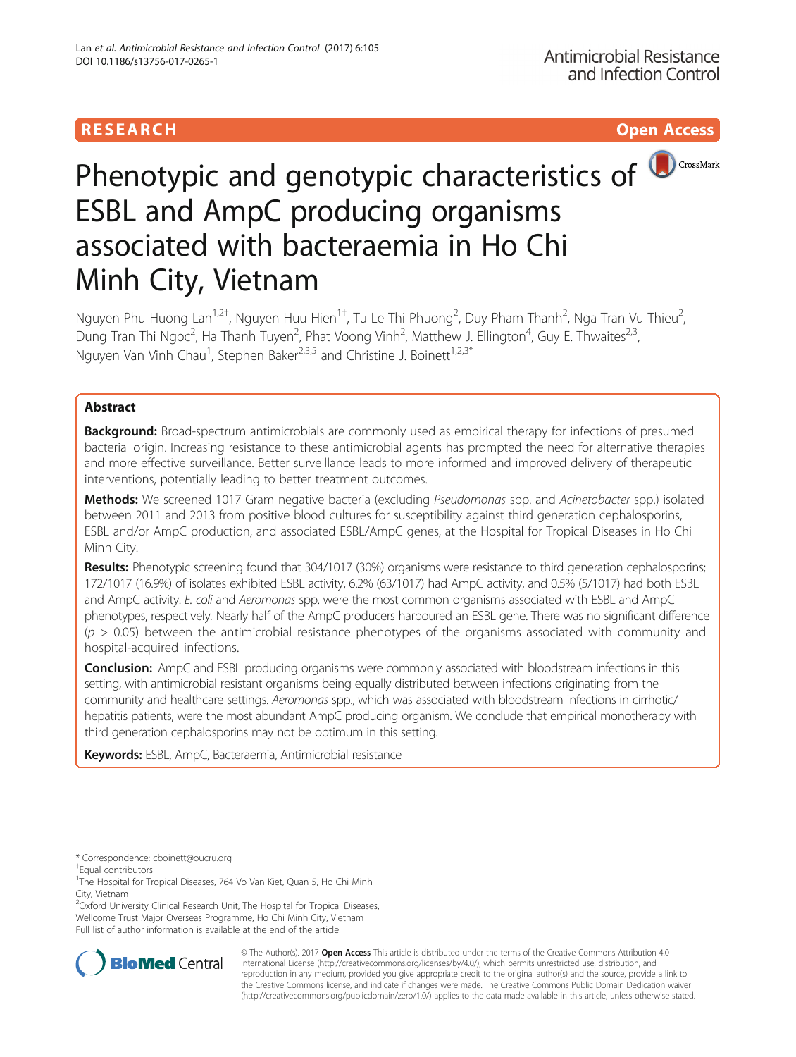RESEARCH

Open Access

# Phenotypic and genotypic characteristics of ESBL and AmpC producing organisms associated with bacteraemia in Ho Chi Minh City, Vietnam

Nguyen Phu Huong Lan[1,2†], Nguyen Huu Hien[1†], Tu Le Thi Phuong[2], Duy Pham Thanh[2], Nga Tran Vu Thieu[2], Dung Tran Thi Ngoc[2], Ha Thanh Tuyen[2], Phat Voong Vinh[2], Matthew J. Ellington[4], Guy E. Thwaites[2,3], Nguyen Van Vinh Chau[1], Stephen Baker[2,3,5] and Christine J. Boinett[1,2,3*]

## Abstract

**Background:** Broad-spectrum antimicrobials are commonly used as empirical therapy for infections of presumed bacterial origin. Increasing resistance to these antimicrobial agents has prompted the need for alternative therapies and more effective surveillance. Better surveillance leads to more informed and improved delivery of therapeutic interventions, potentially leading to better treatment outcomes.

**Methods:** We screened 1017 Gram negative bacteria (excluding *Pseudomonas* spp. and *Acinetobacter* spp.) isolated between 2011 and 2013 from positive blood cultures for susceptibility against third generation cephalosporins, ESBL and/or AmpC production, and associated ESBL/AmpC genes, at the Hospital for Tropical Diseases in Ho Chi Minh City.

**Results:** Phenotypic screening found that 304/1017 (30%) organisms were resistance to third generation cephalosporins; 172/1017 (16.9%) of isolates exhibited ESBL activity, 6.2% (63/1017) had AmpC activity, and 0.5% (5/1017) had both ESBL and AmpC activity. *E. coli* and *Aeromonas* spp. were the most common organisms associated with ESBL and AmpC phenotypes, respectively. Nearly half of the AmpC producers harboured an ESBL gene. There was no significant difference ($p > 0.05$) between the antimicrobial resistance phenotypes of the organisms associated with community and hospital-acquired infections.

**Conclusion:** AmpC and ESBL producing organisms were commonly associated with bloodstream infections in this setting, with antimicrobial resistant organisms being equally distributed between infections originating from the community and healthcare settings. *Aeromonas* spp., which was associated with bloodstream infections in cirrhotic/hepatitis patients, were the most abundant AmpC producing organism. We conclude that empirical monotherapy with third generation cephalosporins may not be optimum in this setting.

**Keywords:** ESBL, AmpC, Bacteraemia, Antimicrobial resistance

\* Correspondence: cboinett@oucru.org
†Equal contributors
[1]The Hospital for Tropical Diseases, 764 Vo Van Kiet, Quan 5, Ho Chi Minh City, Vietnam
[2]Oxford University Clinical Research Unit, The Hospital for Tropical Diseases, Wellcome Trust Major Overseas Programme, Ho Chi Minh City, Vietnam
Full list of author information is available at the end of the article

© The Author(s). 2017 **Open Access** This article is distributed under the terms of the Creative Commons Attribution 4.0 International License (http://creativecommons.org/licenses/by/4.0/), which permits unrestricted use, distribution, and reproduction in any medium, provided you give appropriate credit to the original author(s) and the source, provide a link to the Creative Commons license, and indicate if changes were made. The Creative Commons Public Domain Dedication waiver (http://creativecommons.org/publicdomain/zero/1.0/) applies to the data made available in this article, unless otherwise stated.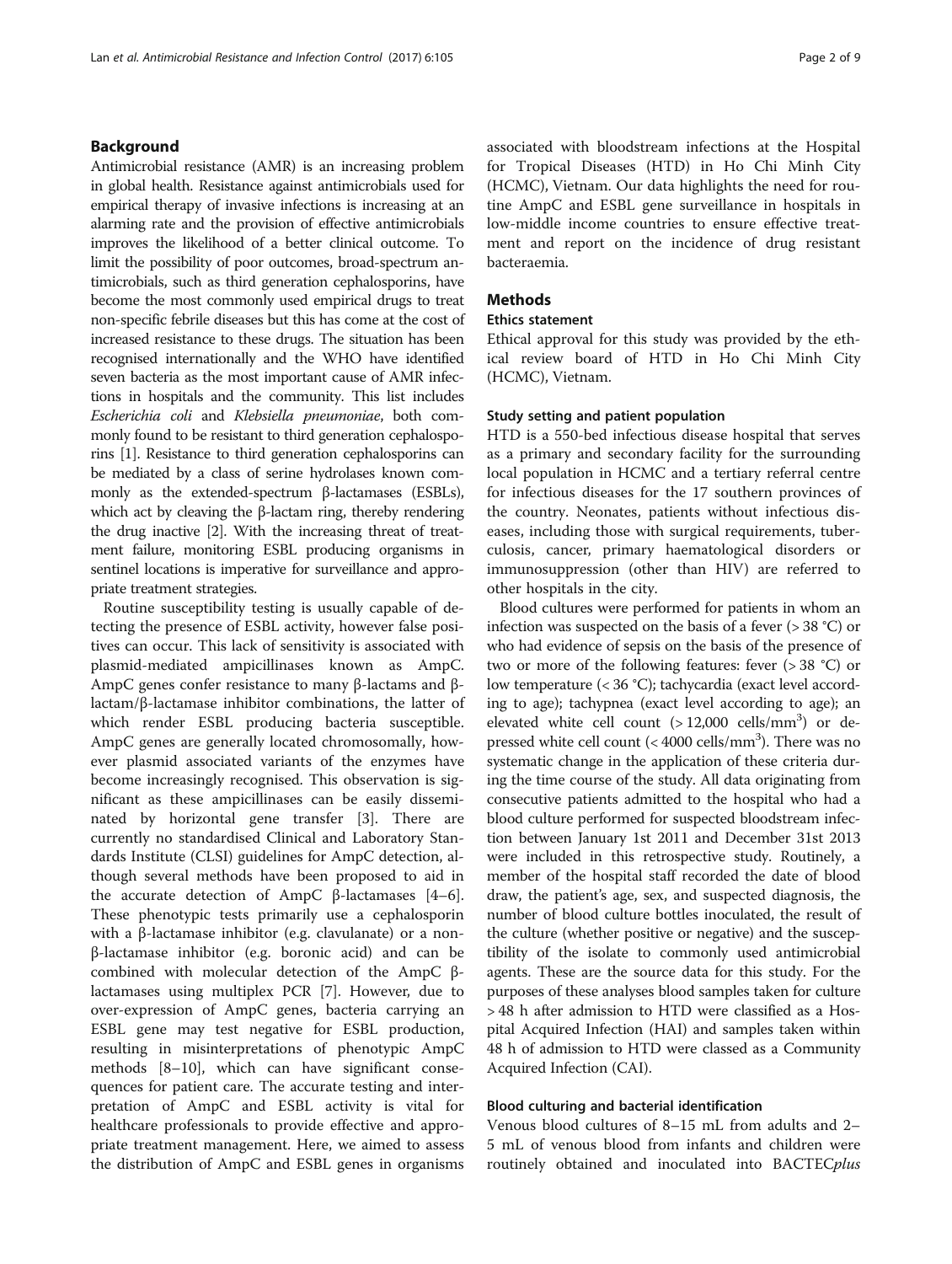## Background

Antimicrobial resistance (AMR) is an increasing problem in global health. Resistance against antimicrobials used for empirical therapy of invasive infections is increasing at an alarming rate and the provision of effective antimicrobials improves the likelihood of a better clinical outcome. To limit the possibility of poor outcomes, broad-spectrum antimicrobials, such as third generation cephalosporins, have become the most commonly used empirical drugs to treat non-specific febrile diseases but this has come at the cost of increased resistance to these drugs. The situation has been recognised internationally and the WHO have identified seven bacteria as the most important cause of AMR infections in hospitals and the community. This list includes *Escherichia coli* and *Klebsiella pneumoniae*, both commonly found to be resistant to third generation cephalosporins [1]. Resistance to third generation cephalosporins can be mediated by a class of serine hydrolases known commonly as the extended-spectrum β-lactamases (ESBLs), which act by cleaving the β-lactam ring, thereby rendering the drug inactive [2]. With the increasing threat of treatment failure, monitoring ESBL producing organisms in sentinel locations is imperative for surveillance and appropriate treatment strategies.

Routine susceptibility testing is usually capable of detecting the presence of ESBL activity, however false positives can occur. This lack of sensitivity is associated with plasmid-mediated ampicillinases known as AmpC. AmpC genes confer resistance to many β-lactams and β-lactam/β-lactamase inhibitor combinations, the latter of which render ESBL producing bacteria susceptible. AmpC genes are generally located chromosomally, however plasmid associated variants of the enzymes have become increasingly recognised. This observation is significant as these ampicillinases can be easily disseminated by horizontal gene transfer [3]. There are currently no standardised Clinical and Laboratory Standards Institute (CLSI) guidelines for AmpC detection, although several methods have been proposed to aid in the accurate detection of AmpC β-lactamases [4–6]. These phenotypic tests primarily use a cephalosporin with a β-lactamase inhibitor (e.g. clavulanate) or a non-β-lactamase inhibitor (e.g. boronic acid) and can be combined with molecular detection of the AmpC β-lactamases using multiplex PCR [7]. However, due to over-expression of AmpC genes, bacteria carrying an ESBL gene may test negative for ESBL production, resulting in misinterpretations of phenotypic AmpC methods [8–10], which can have significant consequences for patient care. The accurate testing and interpretation of AmpC and ESBL activity is vital for healthcare professionals to provide effective and appropriate treatment management. Here, we aimed to assess the distribution of AmpC and ESBL genes in organisms associated with bloodstream infections at the Hospital for Tropical Diseases (HTD) in Ho Chi Minh City (HCMC), Vietnam. Our data highlights the need for routine AmpC and ESBL gene surveillance in hospitals in low-middle income countries to ensure effective treatment and report on the incidence of drug resistant bacteraemia.

## Methods

### Ethics statement

Ethical approval for this study was provided by the ethical review board of HTD in Ho Chi Minh City (HCMC), Vietnam.

### Study setting and patient population

HTD is a 550-bed infectious disease hospital that serves as a primary and secondary facility for the surrounding local population in HCMC and a tertiary referral centre for infectious diseases for the 17 southern provinces of the country. Neonates, patients without infectious diseases, including those with surgical requirements, tuberculosis, cancer, primary haematological disorders or immunosuppression (other than HIV) are referred to other hospitals in the city.

Blood cultures were performed for patients in whom an infection was suspected on the basis of a fever (> 38 °C) or who had evidence of sepsis on the basis of the presence of two or more of the following features: fever (> 38 °C) or low temperature (< 36 °C); tachycardia (exact level according to age); tachypnea (exact level according to age); an elevated white cell count (> 12,000 cells/mm$^3$) or depressed white cell count (< 4000 cells/mm$^3$). There was no systematic change in the application of these criteria during the time course of the study. All data originating from consecutive patients admitted to the hospital who had a blood culture performed for suspected bloodstream infection between January 1st 2011 and December 31st 2013 were included in this retrospective study. Routinely, a member of the hospital staff recorded the date of blood draw, the patient's age, sex, and suspected diagnosis, the number of blood culture bottles inoculated, the result of the culture (whether positive or negative) and the susceptibility of the isolate to commonly used antimicrobial agents. These are the source data for this study. For the purposes of these analyses blood samples taken for culture > 48 h after admission to HTD were classified as a Hospital Acquired Infection (HAI) and samples taken within 48 h of admission to HTD were classed as a Community Acquired Infection (CAI).

### Blood culturing and bacterial identification

Venous blood cultures of 8–15 mL from adults and 2–5 mL of venous blood from infants and children were routinely obtained and inoculated into BACTEC*plus*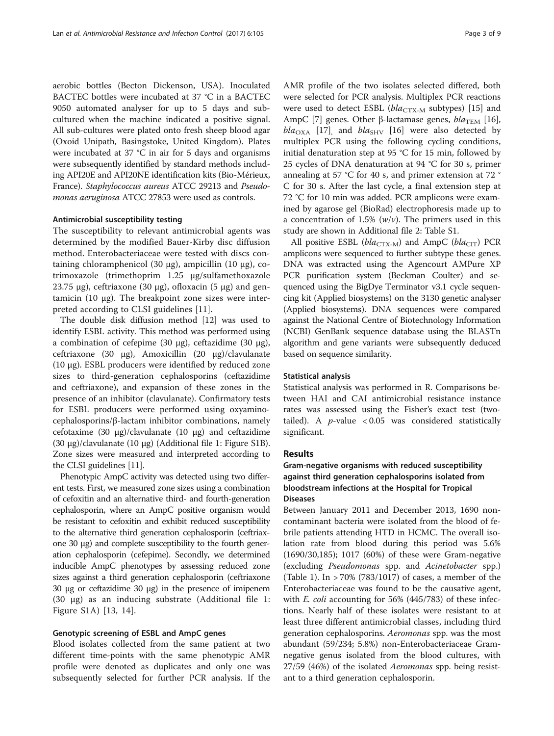aerobic bottles (Becton Dickenson, USA). Inoculated BACTEC bottles were incubated at 37 °C in a BACTEC 9050 automated analyser for up to 5 days and subcultured when the machine indicated a positive signal. All sub-cultures were plated onto fresh sheep blood agar (Oxoid Unipath, Basingstoke, United Kingdom). Plates were incubated at 37 °C in air for 5 days and organisms were subsequently identified by standard methods including API20E and API20NE identification kits (Bio-Mérieux, France). *Staphylococcus aureus* ATCC 29213 and *Pseudomonas aeruginosa* ATCC 27853 were used as controls.

### Antimicrobial susceptibility testing

The susceptibility to relevant antimicrobial agents was determined by the modified Bauer-Kirby disc diffusion method. Enterobacteriaceae were tested with discs containing chloramphenicol (30 μg), ampicillin (10 μg), co-trimoxazole (trimethoprim 1.25 μg/sulfamethoxazole 23.75 μg), ceftriaxone (30 μg), ofloxacin (5 μg) and gentamicin (10 μg). The breakpoint zone sizes were interpreted according to CLSI guidelines [11].

The double disk diffusion method [12] was used to identify ESBL activity. This method was performed using a combination of cefepime (30 μg), ceftazidime (30 μg), ceftriaxone (30 μg), Amoxicillin (20 μg)/clavulanate (10 μg). ESBL producers were identified by reduced zone sizes to third-generation cephalosporins (ceftazidime and ceftriaxone), and expansion of these zones in the presence of an inhibitor (clavulanate). Confirmatory tests for ESBL producers were performed using oxyamino-cephalosporins/β-lactam inhibitor combinations, namely cefotaxime (30 μg)/clavulanate (10 μg) and ceftazidime (30 μg)/clavulanate (10 μg) (Additional file 1: Figure S1B). Zone sizes were measured and interpreted according to the CLSI guidelines [11].

Phenotypic AmpC activity was detected using two different tests. First, we measured zone sizes using a combination of cefoxitin and an alternative third- and fourth-generation cephalosporin, where an AmpC positive organism would be resistant to cefoxitin and exhibit reduced susceptibility to the alternative third generation cephalosporin (ceftriaxone 30 μg) and complete susceptibility to the fourth generation cephalosporin (cefepime). Secondly, we determined inducible AmpC phenotypes by assessing reduced zone sizes against a third generation cephalosporin (ceftriaxone 30 μg or ceftazidime 30 μg) in the presence of imipenem (30 μg) as an inducing substrate (Additional file 1: Figure S1A) [13, 14].

### Genotypic screening of ESBL and AmpC genes

Blood isolates collected from the same patient at two different time-points with the same phenotypic AMR profile were denoted as duplicates and only one was subsequently selected for further PCR analysis. If the AMR profile of the two isolates selected differed, both were selected for PCR analysis. Multiplex PCR reactions were used to detect ESBL ($bla_{\text{CTX-M}}$ subtypes) [15] and AmpC [7] genes. Other β-lactamase genes, $bla_{\text{TEM}}$ [16], $bla_{\text{OXA}}$ [17], and $bla_{\text{SHV}}$ [16] were also detected by multiplex PCR using the following cycling conditions, initial denaturation step at 95 °C for 15 min, followed by 25 cycles of DNA denaturation at 94 °C for 30 s, primer annealing at 57 °C for 40 s, and primer extension at 72 °C for 30 s. After the last cycle, a final extension step at 72 °C for 10 min was added. PCR amplicons were examined by agarose gel (BioRad) electrophoresis made up to a concentration of 1.5% (*w*/*v*). The primers used in this study are shown in Additional file 2: Table S1.

All positive ESBL ($bla_{\text{CTX-M}}$) and AmpC ($bla_{\text{CIT}}$) PCR amplicons were sequenced to further subtype these genes. DNA was extracted using the Agencourt AMPure XP PCR purification system (Beckman Coulter) and sequenced using the BigDye Terminator v3.1 cycle sequencing kit (Applied biosystems) on the 3130 genetic analyser (Applied biosystems). DNA sequences were compared against the National Centre of Biotechnology Information (NCBI) GenBank sequence database using the BLASTn algorithm and gene variants were subsequently deduced based on sequence similarity.

### Statistical analysis

Statistical analysis was performed in R. Comparisons between HAI and CAI antimicrobial resistance instance rates was assessed using the Fisher's exact test (two-tailed). A $p$-value $< 0.05$ was considered statistically significant.

## Results

### Gram-negative organisms with reduced susceptibility against third generation cephalosporins isolated from bloodstream infections at the Hospital for Tropical Diseases

Between January 2011 and December 2013, 1690 non-contaminant bacteria were isolated from the blood of febrile patients attending HTD in HCMC. The overall isolation rate from blood during this period was 5.6% (1690/30,185); 1017 (60%) of these were Gram-negative (excluding *Pseudomonas* spp. and *Acinetobacter* spp.) (Table 1). In > 70% (783/1017) of cases, a member of the Enterobacteriaceae was found to be the causative agent, with *E. coli* accounting for 56% (445/783) of these infections. Nearly half of these isolates were resistant to at least three different antimicrobial classes, including third generation cephalosporins. *Aeromonas* spp. was the most abundant (59/234; 5.8%) non-Enterobacteriaceae Gram-negative genus isolated from the blood cultures, with 27/59 (46%) of the isolated *Aeromonas* spp. being resistant to a third generation cephalosporin.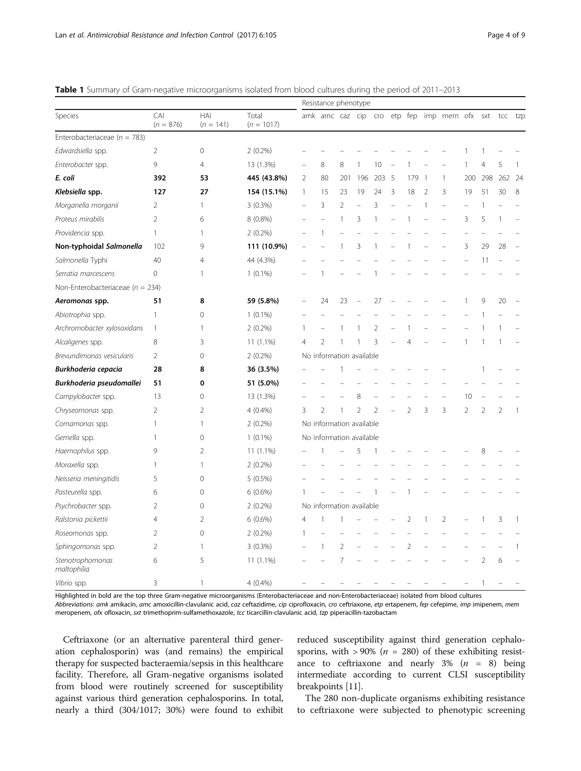**Table 1** Summary of Gram-negative microorganisms isolated from blood cultures during the period of 2011–2013

| Species | CAI ($n$ = 876) | HAI ($n$ = 141) | Total ($n$ = 1017) | Resistance phenotype | | | | | | | | | | | | |
|---|---|---|---|---|---|---|---|---|---|---|---|---|---|---|---|---|
| | | | | amk | amc | caz | cip | cro | etp | fep | imp | mem | ofx | sxt | tcc | tzp |
| Enterobacteriaceae ($n$ = 783) | | | | | | | | | | | | | | | | |
| *Edwardsiella* spp. | 2 | 0 | 2 (0.2%) | – | – | – | – | – | – | – | – | – | 1 | 1 | – | – |
| *Enterobacter* spp. | 9 | 4 | 13 (1.3%) | – | 8 | 8 | 1 | 10 | – | 1 | – | – | 1 | 4 | 5 | 1 |
| ***E. coli*** | **392** | **53** | **445 (43.8%)** | 2 | 80 | 201 | 196 | 203 | 5 | 179 | 1 | 1 | 200 | 298 | 262 | 24 |
| ***Klebsiella* spp.** | **127** | **27** | **154 (15.1%)** | 1 | 15 | 23 | 19 | 24 | 3 | 18 | 2 | 3 | 19 | 51 | 30 | 8 |
| *Morganella morganii* | 2 | 1 | 3 (0.3%) | – | 3 | 2 | – | 3 | – | – | 1 | – | – | 1 | – | – |
| *Proteus mirabilis* | 2 | 6 | 8 (0.8%) | – | – | 1 | 3 | 1 | – | 1 | – | – | 3 | 5 | 1 | – |
| *Providencia* spp. | 1 | 1 | 2 (0.2%) | – | 1 | – | – | – | – | – | – | – | – | – | – | – |
| **Non-typhoidal *Salmonella*** | **102** | **9** | **111 (10.9%)** | – | – | 1 | 3 | 1 | – | 1 | – | – | 3 | 29 | 28 | – |
| *Salmonella* Typhi | 40 | 4 | 44 (4.3%) | – | – | – | – | – | – | – | – | – | – | 11 | – | – |
| *Serratia marcescens* | 0 | 1 | 1 (0.1%) | – | 1 | – | – | 1 | | | | | | | | |
| Non-Enterobacteriaceae ($n$ = 234) | | | | | | | | | | | | | | | | |
| ***Aeromonas* spp.** | **51** | **8** | **59 (5.8%)** | – | 24 | 23 | – | 27 | – | – | – | – | 1 | 9 | 20 | – |
| *Abiotrophia* spp. | 1 | 0 | 1 (0.1%) | – | – | – | – | – | – | – | – | – | – | 1 | – | – |
| *Archromobacter xylosoxidans* | 1 | 1 | 2 (0.2%) | 1 | – | 1 | 1 | 2 | – | 1 | – | – | – | 1 | 1 | – |
| *Alcaligenes* spp. | 8 | 3 | 11 (1.1%) | 4 | 2 | 1 | 1 | 3 | – | 4 | – | – | 1 | 1 | 1 | – |
| *Brevundimonas vesicularis* | 2 | 0 | 2 (0.2%) | No information available | | | | | | | | | | | | |
| ***Burkhoderia cepacia*** | **28** | **8** | **36 (3.5%)** | – | – | 1 | – | – | – | – | – | – | | 1 | – | – |
| ***Burkhoderia pseudomallei*** | **51** | **0** | **51 (5.0%)** | – | – | – | – | – | – | – | – | – | – | – | – | – |
| *Campylobacter* spp. | 13 | 0 | 13 (1.3%) | – | – | – | 8 | – | – | – | – | – | 10 | – | – | – |
| *Chryseomonas* spp. | 2 | 2 | 4 (0.4%) | 3 | 2 | 1 | 2 | 2 | – | 2 | 3 | 3 | 2 | 2 | 2 | 1 |
| *Comamonas* spp. | 1 | 1 | 2 (0.2%) | No information available | | | | | | | | | | | | |
| *Gemella* spp. | 1 | 0 | 1 (0.1%) | No information available | | | | | | | | | | | | |
| *Haemophilus* spp. | 9 | 2 | 11 (1.1%) | – | 1 | – | 5 | 1 | – | – | – | – | – | 8 | – | – |
| *Moraxella* spp. | 1 | 1 | 2 (0.2%) | – | – | – | – | – | – | – | – | – | – | – | – | – |
| *Neisseria meningitidis* | 5 | 0 | 5 (0.5%) | – | – | – | – | – | – | – | – | – | – | – | – | – |
| *Pasteurella* spp. | 6 | 0 | 6 (0.6%) | 1 | – | – | – | 1 | – | 1 | – | – | – | – | – | – |
| *Psychrobacter* spp. | 2 | 0 | 2 (0.2%) | No information available | | | | | | | | | | | | |
| *Ralstonia pickettii* | 4 | 2 | 6 (0.6%) | 4 | 1 | 1 | – | – | – | 2 | 1 | 2 | – | 1 | 3 | 1 |
| *Roseomonas* spp. | 2 | 0 | 2 (0.2%) | 1 | – | – | – | – | – | – | – | – | – | – | – | – |
| *Sphingomonas* spp. | 2 | 1 | 3 (0.3%) | – | 1 | 2 | – | – | – | 2 | – | – | – | – | – | 1 |
| *Stenotrophomonas maltophilia* | 6 | 5 | 11 (1.1%) | – | – | 7 | – | – | – | – | – | – | – | 2 | 6 | – |
| *Vibrio* spp. | 3 | 1 | 4 (0.4%) | – | – | – | – | – | – | – | – | – | – | 1 | – | – |

Highlighted in bold are the top three Gram-negative microorganisms (Enterobacteriaceae and non-Enterobacteriaceae) isolated from blood cultures
*Abbreviations*: *amk* amikacin, *amc* amoxicillin-clavulanic acid, *caz* ceftazidime, *cip* ciprofloxacin, *cro* ceftriaxone, *etp* ertapenem, *fep* cefepime, *imp* imipenem, *mem* meropenem, *ofx* ofloxacin, *sxt* trimethoprim-sulfamethoxazole, *tcc* ticarcillin-clavulanic acid, *tzp* piperacillin-tazobactam

Ceftriaxone (or an alternative parenteral third generation cephalosporin) was (and remains) the empirical therapy for suspected bacteraemia/sepsis in this healthcare facility. Therefore, all Gram-negative organisms isolated from blood were routinely screened for susceptibility against various third generation cephalosporins. In total, nearly a third (304/1017; 30%) were found to exhibit reduced susceptibility against third generation cephalosporins, with > 90% ($n$ = 280) of these exhibiting resistance to ceftriaxone and nearly 3% ($n$ = 8) being intermediate according to current CLSI susceptibility breakpoints [11].

The 280 non-duplicate organisms exhibiting resistance to ceftriaxone were subjected to phenotypic screening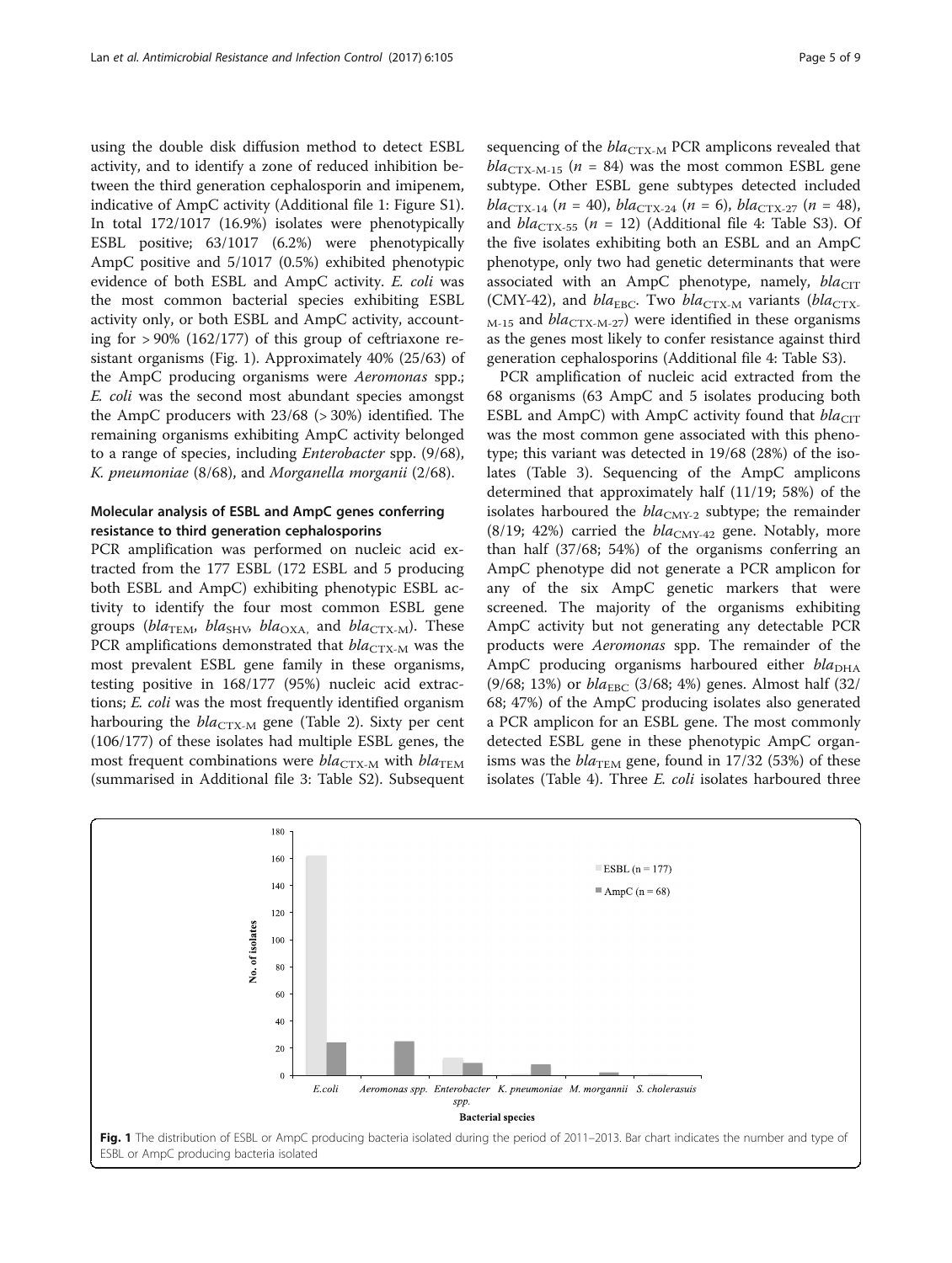using the double disk diffusion method to detect ESBL activity, and to identify a zone of reduced inhibition between the third generation cephalosporin and imipenem, indicative of AmpC activity (Additional file 1: Figure S1). In total 172/1017 (16.9%) isolates were phenotypically ESBL positive; 63/1017 (6.2%) were phenotypically AmpC positive and 5/1017 (0.5%) exhibited phenotypic evidence of both ESBL and AmpC activity. *E. coli* was the most common bacterial species exhibiting ESBL activity only, or both ESBL and AmpC activity, accounting for > 90% (162/177) of this group of ceftriaxone resistant organisms (Fig. 1). Approximately 40% (25/63) of the AmpC producing organisms were *Aeromonas* spp.; *E. coli* was the second most abundant species amongst the AmpC producers with 23/68 (> 30%) identified. The remaining organisms exhibiting AmpC activity belonged to a range of species, including *Enterobacter* spp. (9/68), *K. pneumoniae* (8/68), and *Morganella morganii* (2/68).

## Molecular analysis of ESBL and AmpC genes conferring resistance to third generation cephalosporins

PCR amplification was performed on nucleic acid extracted from the 177 ESBL (172 ESBL and 5 producing both ESBL and AmpC) exhibiting phenotypic ESBL activity to identify the four most common ESBL gene groups ($bla_{TEM}$, $bla_{SHV}$, $bla_{OXA,}$ and $bla_{CTX\text{-}M}$). These PCR amplifications demonstrated that $bla_{CTX\text{-}M}$ was the most prevalent ESBL gene family in these organisms, testing positive in 168/177 (95%) nucleic acid extractions; *E. coli* was the most frequently identified organism harbouring the $bla_{CTX\text{-}M}$ gene (Table 2). Sixty per cent (106/177) of these isolates had multiple ESBL genes, the most frequent combinations were $bla_{CTX\text{-}M}$ with $bla_{TEM}$ (summarised in Additional file 3: Table S2). Subsequent sequencing of the $bla_{CTX\text{-}M}$ PCR amplicons revealed that $bla_{CTX\text{-}M\text{-}15}$ ($n$ = 84) was the most common ESBL gene subtype. Other ESBL gene subtypes detected included $bla_{CTX\text{-}14}$ ($n$ = 40), $bla_{CTX\text{-}24}$ ($n$ = 6), $bla_{CTX\text{-}27}$ ($n$ = 48), and $bla_{CTX\text{-}55}$ ($n$ = 12) (Additional file 4: Table S3). Of the five isolates exhibiting both an ESBL and an AmpC phenotype, only two had genetic determinants that were associated with an AmpC phenotype, namely, $bla_{CIT}$ (CMY-42), and $bla_{EBC}$. Two $bla_{CTX\text{-}M}$ variants ($bla_{CTX\text{-}M\text{-}15}$ and $bla_{CTX\text{-}M\text{-}27}$) were identified in these organisms as the genes most likely to confer resistance against third generation cephalosporins (Additional file 4: Table S3).

PCR amplification of nucleic acid extracted from the 68 organisms (63 AmpC and 5 isolates producing both ESBL and AmpC) with AmpC activity found that $bla_{CIT}$ was the most common gene associated with this phenotype; this variant was detected in 19/68 (28%) of the isolates (Table 3). Sequencing of the AmpC amplicons determined that approximately half (11/19; 58%) of the isolates harboured the $bla_{CMY\text{-}2}$ subtype; the remainder (8/19; 42%) carried the $bla_{CMY\text{-}42}$ gene. Notably, more than half (37/68; 54%) of the organisms conferring an AmpC phenotype did not generate a PCR amplicon for any of the six AmpC genetic markers that were screened. The majority of the organisms exhibiting AmpC activity but not generating any detectable PCR products were *Aeromonas* spp. The remainder of the AmpC producing organisms harboured either $bla_{DHA}$ (9/68; 13%) or $bla_{EBC}$ (3/68; 4%) genes. Almost half (32/68; 47%) of the AmpC producing isolates also generated a PCR amplicon for an ESBL gene. The most commonly detected ESBL gene in these phenotypic AmpC organisms was the $bla_{TEM}$ gene, found in 17/32 (53%) of these isolates (Table 4). Three *E. coli* isolates harboured three

**Fig. 1** The distribution of ESBL or AmpC producing bacteria isolated during the period of 2011–2013. Bar chart indicates the number and type of ESBL or AmpC producing bacteria isolated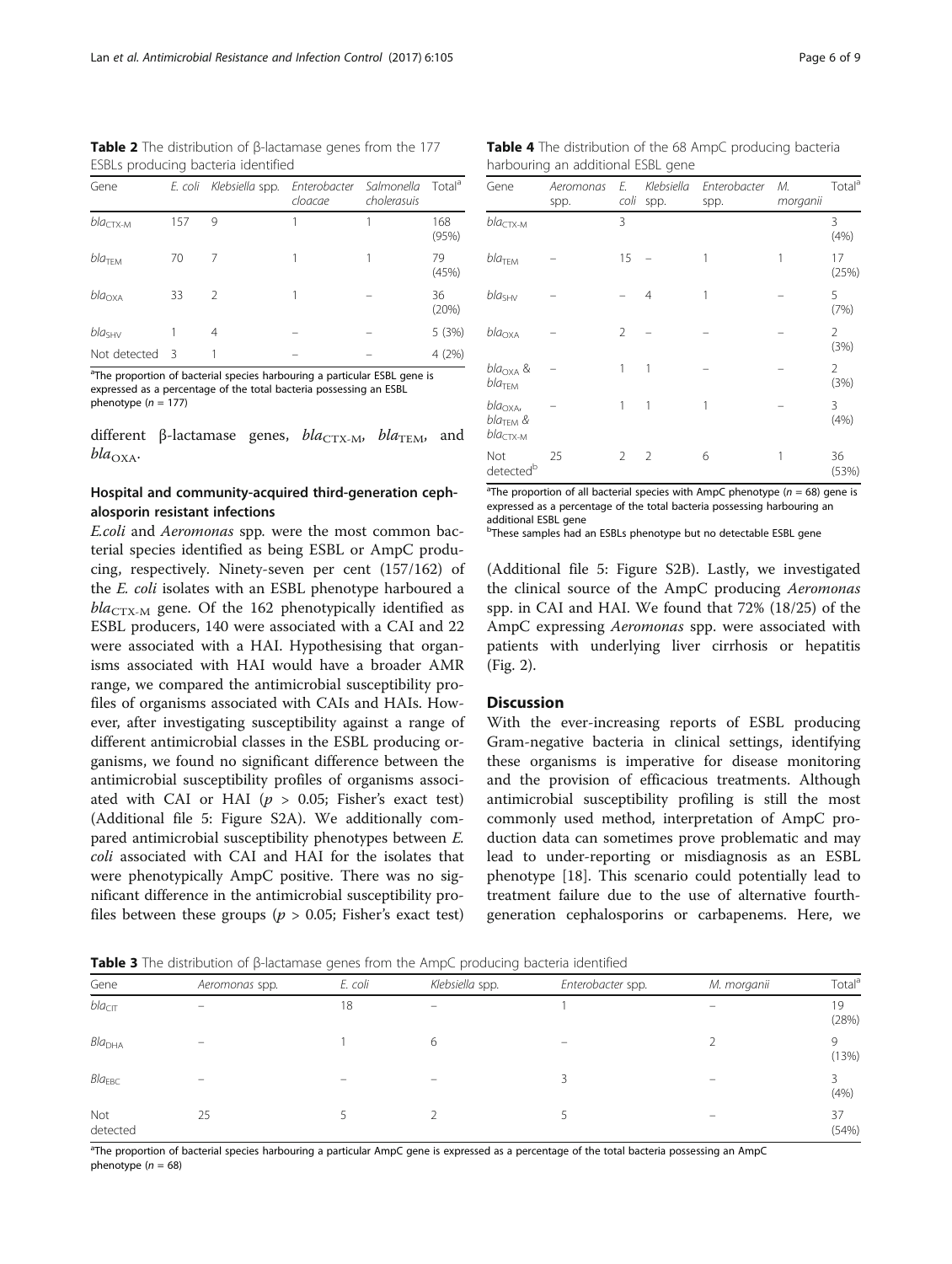**Table 2** The distribution of β-lactamase genes from the 177 ESBLs producing bacteria identified

| Gene | *E. coli* | *Klebsiella* spp. | *Enterobacter cloacae* | *Salmonella cholerasuis* | Total[a] |
|---|---|---|---|---|---|
| $bla_{CTX-M}$ | 157 | 9 | 1 | 1 | 168 (95%) |
| $bla_{TEM}$ | 70 | 7 | 1 | 1 | 79 (45%) |
| $bla_{OXA}$ | 33 | 2 | 1 | – | 36 (20%) |
| $bla_{SHV}$ | 1 | 4 | – | – | 5 (3%) |
| Not detected | 3 | 1 | – | – | 4 (2%) |

[a]The proportion of bacterial species harbouring a particular ESBL gene is expressed as a percentage of the total bacteria possessing an ESBL phenotype ($n = 177$)

different β-lactamase genes, $bla_{CTX-M}$, $bla_{TEM}$, and $bla_{OXA}$.

### Hospital and community-acquired third-generation cephalosporin resistant infections

*E.coli* and *Aeromonas* spp. were the most common bacterial species identified as being ESBL or AmpC producing, respectively. Ninety-seven per cent (157/162) of the *E. coli* isolates with an ESBL phenotype harboured a $bla_{CTX-M}$ gene. Of the 162 phenotypically identified as ESBL producers, 140 were associated with a CAI and 22 were associated with a HAI. Hypothesising that organisms associated with HAI would have a broader AMR range, we compared the antimicrobial susceptibility profiles of organisms associated with CAIs and HAIs. However, after investigating susceptibility against a range of different antimicrobial classes in the ESBL producing organisms, we found no significant difference between the antimicrobial susceptibility profiles of organisms associated with CAI or HAI ($p > 0.05$; Fisher's exact test) (Additional file 5: Figure S2A). We additionally compared antimicrobial susceptibility phenotypes between *E. coli* associated with CAI and HAI for the isolates that were phenotypically AmpC positive. There was no significant difference in the antimicrobial susceptibility profiles between these groups ($p > 0.05$; Fisher's exact test) (Additional file 5: Figure S2B). Lastly, we investigated the clinical source of the AmpC producing *Aeromonas* spp. in CAI and HAI. We found that 72% (18/25) of the AmpC expressing *Aeromonas* spp. were associated with patients with underlying liver cirrhosis or hepatitis (Fig. 2).

**Table 4** The distribution of the 68 AmpC producing bacteria harbouring an additional ESBL gene

| Gene | *Aeromonas* spp. | *E. coli* | *Klebsiella* spp. | *Enterobacter* spp. | *M. morganii* | Total[a] |
|---|---|---|---|---|---|---|
| $bla_{CTX-M}$ | | 3 | | | | 3 (4%) |
| $bla_{TEM}$ | – | 15 | – | 1 | 1 | 17 (25%) |
| $bla_{SHV}$ | – | – | 4 | 1 | – | 5 (7%) |
| $bla_{OXA}$ | – | 2 | – | – | – | 2 (3%) |
| $bla_{OXA}$ & $bla_{TEM}$ | – | 1 | 1 | – | – | 2 (3%) |
| $bla_{OXA}$, $bla_{TEM}$ & $bla_{CTX-M}$ | – | 1 | 1 | 1 | – | 3 (4%) |
| Not detected[b] | 25 | 2 | 2 | 6 | 1 | 36 (53%) |

[a]The proportion of all bacterial species with AmpC phenotype ($n = 68$) gene is expressed as a percentage of the total bacteria possessing harbouring an additional ESBL gene

[b]These samples had an ESBLs phenotype but no detectable ESBL gene

## Discussion

With the ever-increasing reports of ESBL producing Gram-negative bacteria in clinical settings, identifying these organisms is imperative for disease monitoring and the provision of efficacious treatments. Although antimicrobial susceptibility profiling is still the most commonly used method, interpretation of AmpC production data can sometimes prove problematic and may lead to under-reporting or misdiagnosis as an ESBL phenotype [18]. This scenario could potentially lead to treatment failure due to the use of alternative fourth-generation cephalosporins or carbapenems. Here, we

**Table 3** The distribution of β-lactamase genes from the AmpC producing bacteria identified

| Gene | *Aeromonas* spp. | *E. coli* | *Klebsiella* spp. | *Enterobacter* spp. | *M. morganii* | Total[a] |
|---|---|---|---|---|---|---|
| $bla_{CIT}$ | – | 18 | – | 1 | – | 19 (28%) |
| $Bla_{DHA}$ | – | 1 | 6 | – | 2 | 9 (13%) |
| $Bla_{EBC}$ | – | – | – | 3 | – | 3 (4%) |
| Not detected | 25 | 5 | 2 | 5 | – | 37 (54%) |

[a]The proportion of bacterial species harbouring a particular AmpC gene is expressed as a percentage of the total bacteria possessing an AmpC phenotype ($n = 68$)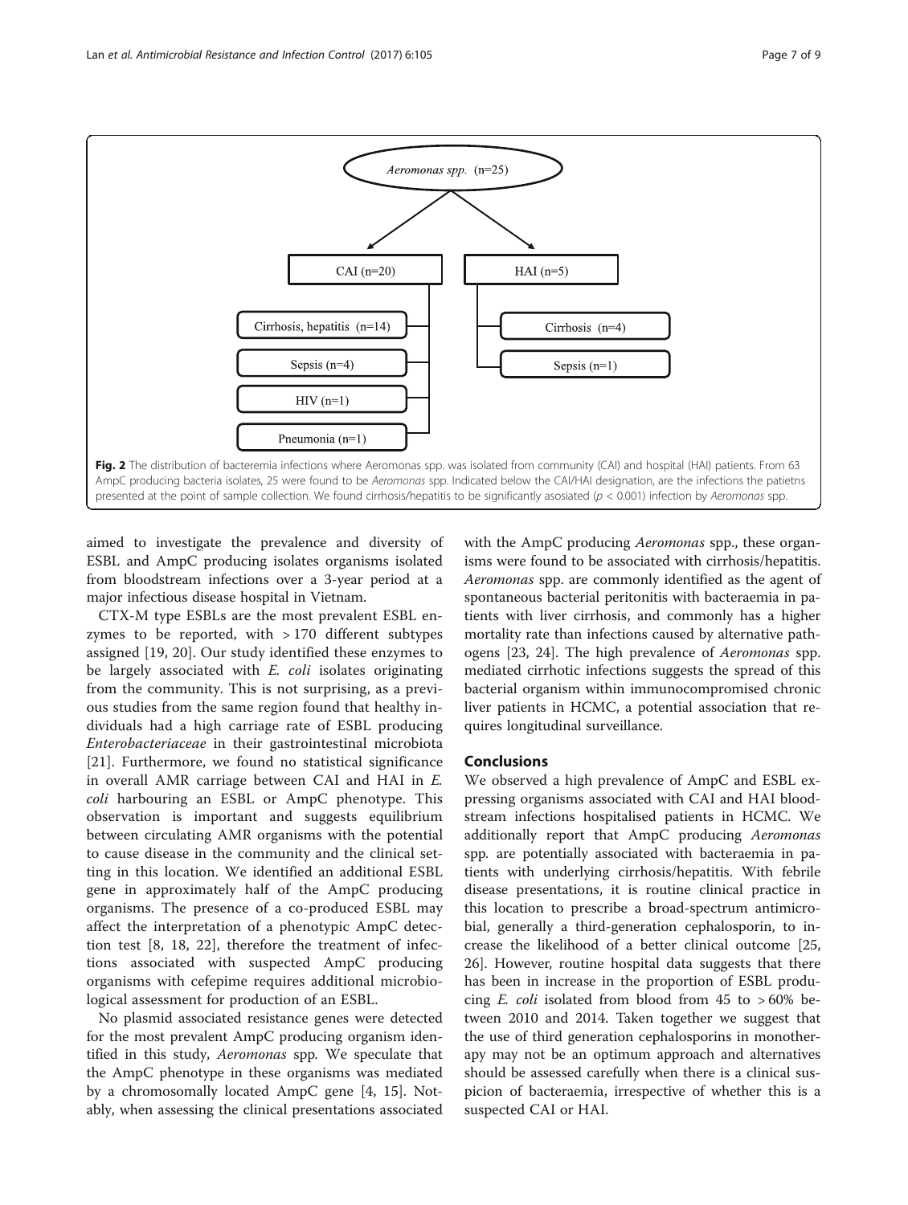Aeromonas spp. (n=25)

CAI (n=20)

HAI (n=5)

Cirrhosis, hepatitis (n=14)

Sepsis (n=4)

HIV (n=1)

Pneumonia (n=1)

Cirrhosis (n=4)

Sepsis (n=1)

**Fig. 2** The distribution of bacteremia infections where Aeromonas spp. was isolated from community (CAI) and hospital (HAI) patients. From 63 AmpC producing bacteria isolates, 25 were found to be *Aeromonas* spp. Indicated below the CAI/HAI designation, are the infections the patietns presented at the point of sample collection. We found cirrhosis/hepatitis to be significantly asosiated ($p < 0.001$) infection by *Aeromonas* spp.

aimed to investigate the prevalence and diversity of ESBL and AmpC producing isolates organisms isolated from bloodstream infections over a 3-year period at a major infectious disease hospital in Vietnam.

CTX-M type ESBLs are the most prevalent ESBL enzymes to be reported, with > 170 different subtypes assigned [19, 20]. Our study identified these enzymes to be largely associated with *E. coli* isolates originating from the community. This is not surprising, as a previous studies from the same region found that healthy individuals had a high carriage rate of ESBL producing *Enterobacteriaceae* in their gastrointestinal microbiota [21]. Furthermore, we found no statistical significance in overall AMR carriage between CAI and HAI in *E. coli* harbouring an ESBL or AmpC phenotype. This observation is important and suggests equilibrium between circulating AMR organisms with the potential to cause disease in the community and the clinical setting in this location. We identified an additional ESBL gene in approximately half of the AmpC producing organisms. The presence of a co-produced ESBL may affect the interpretation of a phenotypic AmpC detection test [8, 18, 22], therefore the treatment of infections associated with suspected AmpC producing organisms with cefepime requires additional microbiological assessment for production of an ESBL.

No plasmid associated resistance genes were detected for the most prevalent AmpC producing organism identified in this study, *Aeromonas* spp. We speculate that the AmpC phenotype in these organisms was mediated by a chromosomally located AmpC gene [4, 15]. Notably, when assessing the clinical presentations associated with the AmpC producing *Aeromonas* spp., these organisms were found to be associated with cirrhosis/hepatitis. *Aeromonas* spp. are commonly identified as the agent of spontaneous bacterial peritonitis with bacteraemia in patients with liver cirrhosis, and commonly has a higher mortality rate than infections caused by alternative pathogens [23, 24]. The high prevalence of *Aeromonas* spp. mediated cirrhotic infections suggests the spread of this bacterial organism within immunocompromised chronic liver patients in HCMC, a potential association that requires longitudinal surveillance.

## Conclusions

We observed a high prevalence of AmpC and ESBL expressing organisms associated with CAI and HAI bloodstream infections hospitalised patients in HCMC. We additionally report that AmpC producing *Aeromonas* spp. are potentially associated with bacteraemia in patients with underlying cirrhosis/hepatitis. With febrile disease presentations, it is routine clinical practice in this location to prescribe a broad-spectrum antimicrobial, generally a third-generation cephalosporin, to increase the likelihood of a better clinical outcome [25, 26]. However, routine hospital data suggests that there has been in increase in the proportion of ESBL producing *E. coli* isolated from blood from 45 to > 60% between 2010 and 2014. Taken together we suggest that the use of third generation cephalosporins in monotherapy may not be an optimum approach and alternatives should be assessed carefully when there is a clinical suspicion of bacteraemia, irrespective of whether this is a suspected CAI or HAI.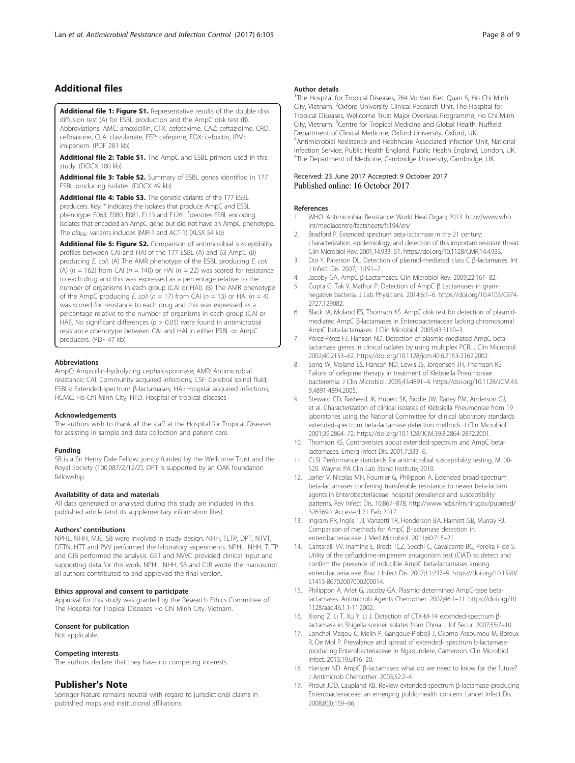## Additional files

**Additional file 1: Figure S1.** Representative results of the double disk diffusion test (A) for ESBL production and the AmpC disk test (B). Abbreviations. AMC: amoxicillin, CTX: cefotaxime, CAZ: ceftazidime, CRO: ceftriaxone, CLA: clavulanate, FEP: cefepime, FOX: cefoxitin, IPM: imipenem. (PDF 281 kb)

**Additional file 2: Table S1.** The AmpC and ESBL primers used in this study. (DOCX 100 kb)

**Additional file 3: Table S2.** Summary of ESBL genes identified in 177 ESBL producing isolates. (DOCX 49 kb)

**Additional file 4: Table S3.** The genetic variants of the 177 ESBL producers. Key: * indicates the isolates that produce AmpC and ESBL phenotype: E063, E080, E081, E113 and E126 . #denotes ESBL encoding isolates that encoded an AmpC gene but did not have an AmpC phenotype. The $bla_{EBC}$ variants includes (MIR-1 and ACT-1) (XLSX 54 kb)

**Additional file 5: Figure S2.** Comparison of antimicrobial susceptibility profiles between CAI and HAI of the 177 ESBL (A) and 63 AmpC (B) producing *E. coli*. (A) The AMR phenotype of the ESBL producing *E. coli* (A) ($n$ = 162) from CAI ($n$ = 140) or HAI ($n$ = 22) was scored for resistance to each drug and this was expressed as a percentage relative to the number of organisms in each group (CAI or HAI). (B) The AMR phenotype of the AmpC producing *E. coli* ($n$ = 17) from CAI ($n$ = 13) or HAI ($n$ = 4) was scored for resistance to each drug and this was expressed as a percentage relative to the number of organisms in each group (CAI or HAI). No significant differences ($p$ > 0.05) were found in antimicrobial resistance phenotype between CAI and HAI in either ESBL or AmpC producers. (PDF 47 kb)

#### Abbreviations
AmpC: Ampicillin-hydrolyzing cephalosporinase; AMR: Antimicrobial resistance; CAI: Community acquired infections; CSF: Cerebral spinal fluid; ESBLs: Extended-spectrum β-lactamases; HAI: Hospital acquired infections; HCMC: Ho Chi Minh City; HTD: Hospital of tropical diseases

#### Acknowledgements
The authors wish to thank all the staff at the Hospital for Tropical Diseases for assisting in sample and data collection and patient care.

#### Funding
SB is a Sir Henry Dale Fellow, jointly funded by the Wellcome Trust and the Royal Society (100,087/Z/12/Z). DPT is supported by an OAK foundation fellowship.

#### Availability of data and materials
All data generated or analysed during this study are included in this published article (and its supplementary information files).

#### Authors' contributions
NPHL, NHH, MJE, SB were involved in study design. NHH, TLTP, DPT, NTVT, DTTN, HTT and PVV performed the laboratory experiments. NPHL, NHH, TLTP and CJB performed the analysis. GET and NVVC provided clinical input and supporting data for this work. NPHL, NHH, SB and CJB wrote the manuscript, all authors contributed to and approved the final version.

#### Ethics approval and consent to participate
Approval for this study was granted by the Research Ethics Committee of The Hospital for Tropical Diseases Ho Chi Minh City, Vietnam.

#### Consent for publication
Not applicable.

#### Competing interests
The authors declare that they have no competing interests.

## Publisher's Note
Springer Nature remains neutral with regard to jurisdictional claims in published maps and institutional affiliations.

#### Author details
[1]The Hospital for Tropical Diseases, 764 Vo Van Kiet, Quan 5, Ho Chi Minh City, Vietnam. [2]Oxford University Clinical Research Unit, The Hospital for Tropical Diseases, Wellcome Trust Major Overseas Programme, Ho Chi Minh City, Vietnam. [3]Centre for Tropical Medicine and Global Health, Nuffield Department of Clinical Medicine, Oxford University, Oxford, UK. [4]Antimicrobial Resistance and Healthcare Associated Infection Unit, National Infection Service, Public Health England, Public Health England, London, UK. [5]The Department of Medicine, Cambridge University, Cambridge, UK.

Received: 23 June 2017 Accepted: 9 October 2017
Published online: 16 October 2017

#### References
1. WHO. Antimicrobial Resistance: World Heal Organ; 2013. http://www.who.int/mediacentre/factsheets/fs194/en/
2. Bradford P. Extended spectrum beta-lactamase in the 21 century: characterization, epidemiology, and detection of this important resistant threat. Clin Microbiol Rev. 2001;14:933–51. https://doi.org/10.1128/CMR.14.4.933.
3. Doi Y, Paterson DL. Detection of plasmid-mediated class C β-lactamases. Int J Infect Dis. 2007;11:191–7.
4. Jacoby GA. AmpC β-Lactamases. Clin Microbiol Rev. 2009;22:161–82.
5. Gupta G, Tak V, Mathur P. Detection of AmpC β Lactamases in gram-negative bacteria. J Lab Physicians. 2014;6:1–6. https://doi.org/10.4103/0974-2727.129082.
6. Black JA, Moland ES, Thomson KS. AmpC disk test for detection of plasmid-mediated AmpC β-lactamases in Enterobacteriaceae lacking chromosomal AmpC beta-lactamases. J Clin Microbiol. 2005;43:3110–3.
7. Pérez-Pérez FJ, Hanson ND. Detection of plasmid-mediated AmpC beta-lactamase genes in clinical isolates by using multiplex PCR. J Clin Microbiol. 2002;40:2153–62. https://doi.org/10.1128/jcm.40.6.2153-2162.2002.
8. Song W, Moland ES, Hanson ND, Lewis JS, Jorgensen JH, Thomson KS. Failure of cefepime therapy in treatment of Klebsiella Pneumoniae bacteremia. J Clin Microbiol. 2005;43:4891–4. https://doi.org/10.1128/JCM.43.9.4891-4894.2005.
9. Steward CD, Rasheed JK, Hubert SK, Biddle JW, Raney PM, Anderson GJ, et al. Characterization of clinical isolates of Klebsiella Pneumoniae from 19 laboratories using the National Committee for clinical laboratory standards extended-spectrum beta-lactamase detection methods. J Clin Microbiol. 2001;39:2864–72. https://doi.org/10.1128/JCM.39.8.2864-2872.2001.
10. Thomson KS. Controversies about extended-spectrum and AmpC beta-lactamases. Emerg Infect Dis. 2001;7:333–6.
11. CLSI. Performance standards for antimicrobial susceptibility testing, M100-S20. Wayne: PA Clin Lab Stand Institute; 2010.
12. Jarlier V, Nicolas MH, Fournier G, Philippon A. Extended broad-spectrum beta-lactamases conferring transferable resistance to newer beta-lactam agents in Enterobacteriaceae: hospital prevalence and susceptibility patterns. Rev Infect Dis. 10:867–878. http://www.ncbi.nlm.nih.gov/pubmed/3263690. Accessed 21 Feb 2017
13. Ingram PR, Inglis TJJ, Vanzetti TR, Henderson BA, Harnett GB, Murray RJ. Comparison of methods for AmpC β-lactamase detection in enterobacteriaceae. J Med Microbiol. 2011;60:715–21.
14. Cantarelli VV. Inamine E, Brodt TCZ, Secchi C, Cavalcante BC, Pereira F de S. Utility of the ceftazidime-imipenem antagonism test (CIAT) to detect and confirm the presence of inducible AmpC beta-lactamases among enterobacteriaceae. Braz J Infect Dis. 2007;11:237–9. https://doi.org/10.1590/S1413-86702007000200014.
15. Philippon A, Arlet G, Jacoby GA. Plasmid-determined AmpC-type beta-lactamases. Antimicrob Agents Chemother. 2002;46:1–11. https://doi.org/10.1128/aac.46.1.1-11.2002.
16. Xiong Z, Li T, Xu Y, Li J. Detection of CTX-M-14 extended-spectrum β-lactamase in Shigella sonnei isolates from China. J Inf Secur. 2007;55:7–10.
17. Lonchel Magou C, Melin P, Gangoue-Pieboji J, Okomo Assoumou M, Boreux R, De Mol P. Prevalence and spread of extended- spectrum b-lactamase-producing Enterobacteriaceae in Ngaoundere, Cameroon. Clin Microbiol Infect. 2013;19:E416–20.
18. Hanson ND. AmpC β-lactamases: what do we need to know for the future? J Antimicrob Chemother. 2003;52:2–4.
19. Pitout JDD, Laupland KB. Review extended-spectrum β-lactamase-producing Enterobacteriaceae: an emerging public-health concern. Lancet Infect Dis. 2008;8(3):159–66.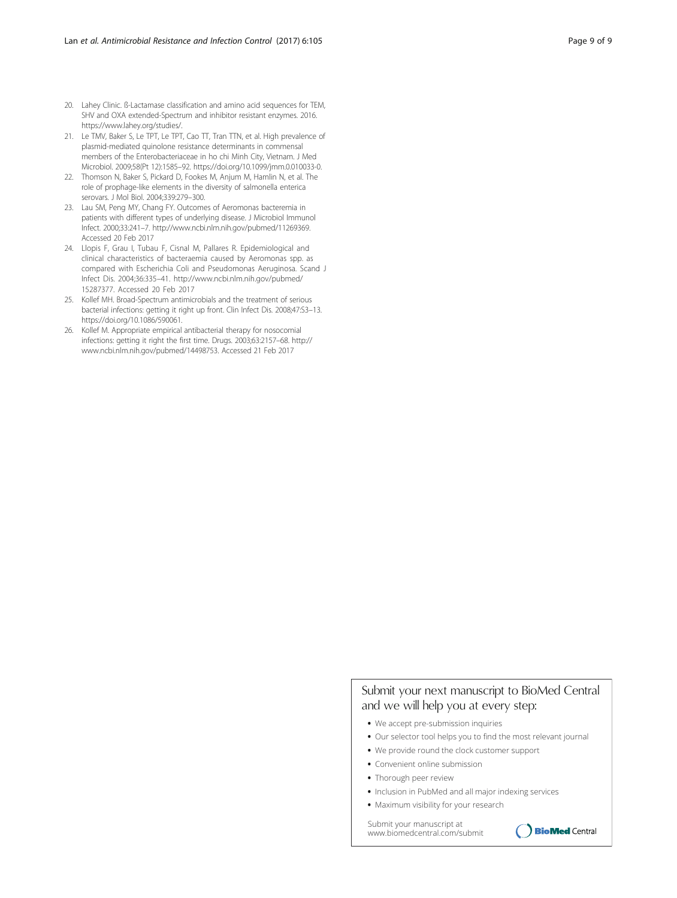20. Lahey Clinic. ß-Lactamase classification and amino acid sequences for TEM, SHV and OXA extended-Spectrum and inhibitor resistant enzymes. 2016. https://www.lahey.org/studies/.
21. Le TMV, Baker S, Le TPT, Le TPT, Cao TT, Tran TTN, et al. High prevalence of plasmid-mediated quinolone resistance determinants in commensal members of the Enterobacteriaceae in ho chi Minh City, Vietnam. J Med Microbiol. 2009;58(Pt 12):1585–92. https://doi.org/10.1099/jmm.0.010033-0.
22. Thomson N, Baker S, Pickard D, Fookes M, Anjum M, Hamlin N, et al. The role of prophage-like elements in the diversity of salmonella enterica serovars. J Mol Biol. 2004;339:279–300.
23. Lau SM, Peng MY, Chang FY. Outcomes of Aeromonas bacteremia in patients with different types of underlying disease. J Microbiol Immunol Infect. 2000;33:241–7. http://www.ncbi.nlm.nih.gov/pubmed/11269369. Accessed 20 Feb 2017
24. Llopis F, Grau I, Tubau F, Cisnal M, Pallares R. Epidemiological and clinical characteristics of bacteraemia caused by Aeromonas spp. as compared with Escherichia Coli and Pseudomonas Aeruginosa. Scand J Infect Dis. 2004;36:335–41. http://www.ncbi.nlm.nih.gov/pubmed/15287377. Accessed 20 Feb 2017
25. Kollef MH. Broad-Spectrum antimicrobials and the treatment of serious bacterial infections: getting it right up front. Clin Infect Dis. 2008;47:S3–13. https://doi.org/10.1086/590061.
26. Kollef M. Appropriate empirical antibacterial therapy for nosocomial infections: getting it right the first time. Drugs. 2003;63:2157–68. http://www.ncbi.nlm.nih.gov/pubmed/14498753. Accessed 21 Feb 2017

Submit your next manuscript to BioMed Central and we will help you at every step:

- We accept pre-submission inquiries
- Our selector tool helps you to find the most relevant journal
- We provide round the clock customer support
- Convenient online submission
- Thorough peer review
- Inclusion in PubMed and all major indexing services
- Maximum visibility for your research

Submit your manuscript at www.biomedcentral.com/submit

BioMed Central